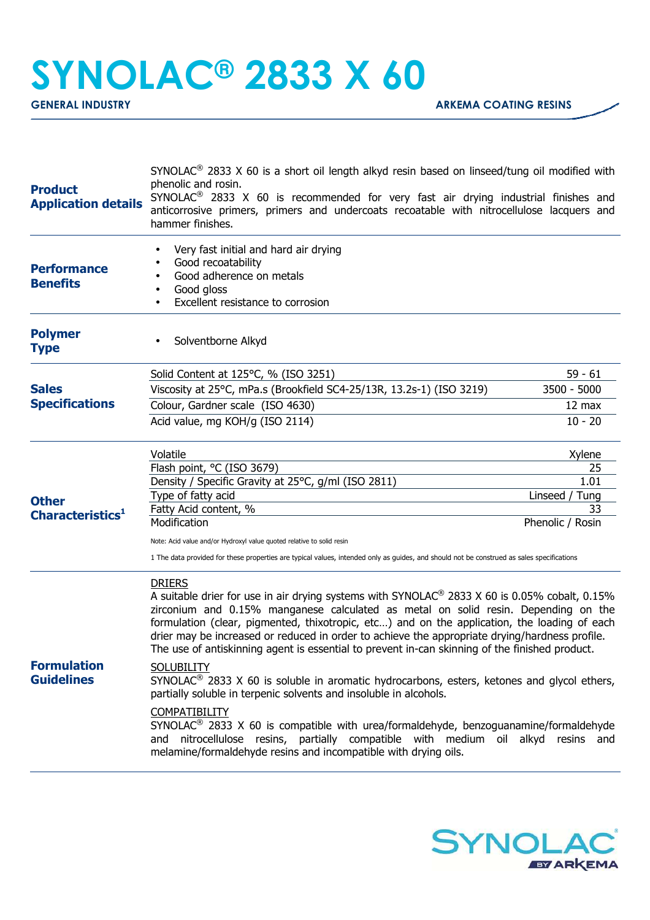# SYNOLAC® 2833 X 60

**GENERAL INDUSTRY** — **ARKEMA COATING RESINS**

## Product Application details

SYNOLAC® 2833 X 60 is a short oil length alkyd resin based on linseed/tung oil modified with phenolic and rosin.

SYNOLAC® 2833 X 60 is recommended for very fast air drying industrial finishes and anticorrosive primers, primers and undercoats recoatable with nitrocellulose lacquers and hammer finishes.

## Performance Benefits

- Very fast initial and hard air drying
- Good recoatability
- Good adherence on metals
- Good gloss
- Excellent resistance to corrosion

## Polymer Type

- Solventborne Alkyd

## Sales Specifications

| Property | Value |
|---|---|
| Solid Content at 125°C, % (ISO 3251) | 59 - 61 |
| Viscosity at 25°C, mPa.s (Brookfield SC4-25/13R, 13.2s-1) (ISO 3219) | 3500 - 5000 |
| Colour, Gardner scale (ISO 4630) | 12 max |
| Acid value, mg KOH/g (ISO 2114) | 10 - 20 |

## Other Characteristics[1]

| Property | Value |
|---|---|
| Volatile | Xylene |
| Flash point, °C (ISO 3679) | 25 |
| Density / Specific Gravity at 25°C, g/ml (ISO 2811) | 1.01 |
| Type of fatty acid | Linseed / Tung |
| Fatty Acid content, % | 33 |
| Modification | Phenolic / Rosin |

Note: Acid value and/or Hydroxyl value quoted relative to solid resin

1 The data provided for these properties are typical values, intended only as guides, and should not be construed as sales specifications

## Formulation Guidelines

DRIERS

A suitable drier for use in air drying systems with SYNOLAC® 2833 X 60 is 0.05% cobalt, 0.15% zirconium and 0.15% manganese calculated as metal on solid resin. Depending on the formulation (clear, pigmented, thixotropic, etc…) and on the application, the loading of each drier may be increased or reduced in order to achieve the appropriate drying/hardness profile. The use of antiskinning agent is essential to prevent in-can skinning of the finished product.

SOLUBILITY

SYNOLAC® 2833 X 60 is soluble in aromatic hydrocarbons, esters, ketones and glycol ethers, partially soluble in terpenic solvents and insoluble in alcohols.

COMPATIBILITY

SYNOLAC® 2833 X 60 is compatible with urea/formaldehyde, benzoguanamine/formaldehyde and nitrocellulose resins, partially compatible with medium oil alkyd resins and melamine/formaldehyde resins and incompatible with drying oils.

SYNOLAC® BY ARKEMA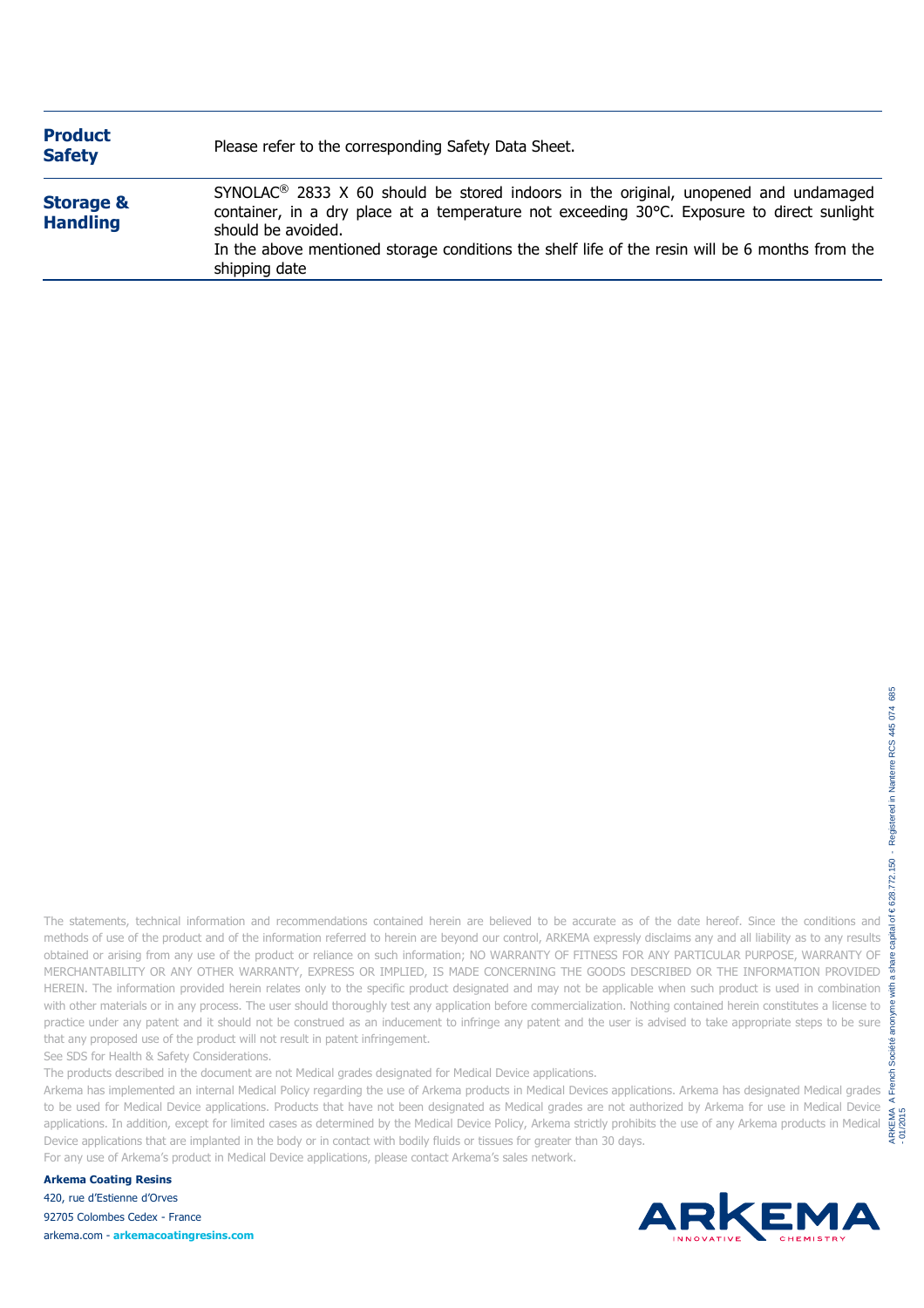| | |
|---|---|
| **Product Safety** | Please refer to the corresponding Safety Data Sheet. |
| **Storage & Handling** | SYNOLAC® 2833 X 60 should be stored indoors in the original, unopened and undamaged container, in a dry place at a temperature not exceeding 30°C. Exposure to direct sunlight should be avoided.<br>In the above mentioned storage conditions the shelf life of the resin will be 6 months from the shipping date |

The statements, technical information and recommendations contained herein are believed to be accurate as of the date hereof. Since the conditions and methods of use of the product and of the information referred to herein are beyond our control, ARKEMA expressly disclaims any and all liability as to any results obtained or arising from any use of the product or reliance on such information; NO WARRANTY OF FITNESS FOR ANY PARTICULAR PURPOSE, WARRANTY OF MERCHANTABILITY OR ANY OTHER WARRANTY, EXPRESS OR IMPLIED, IS MADE CONCERNING THE GOODS DESCRIBED OR THE INFORMATION PROVIDED HEREIN. The information provided herein relates only to the specific product designated and may not be applicable when such product is used in combination with other materials or in any process. The user should thoroughly test any application before commercialization. Nothing contained herein constitutes a license to practice under any patent and it should not be construed as an inducement to infringe any patent and the user is advised to take appropriate steps to be sure that any proposed use of the product will not result in patent infringement.

See SDS for Health & Safety Considerations.

The products described in the document are not Medical grades designated for Medical Device applications.

Arkema has implemented an internal Medical Policy regarding the use of Arkema products in Medical Devices applications. Arkema has designated Medical grades to be used for Medical Device applications. Products that have not been designated as Medical grades are not authorized by Arkema for use in Medical Device applications. In addition, except for limited cases as determined by the Medical Device Policy, Arkema strictly prohibits the use of any Arkema products in Medical Device applications that are implanted in the body or in contact with bodily fluids or tissues for greater than 30 days.

For any use of Arkema's product in Medical Device applications, please contact Arkema's sales network.

**Arkema Coating Resins**
420, rue d'Estienne d'Orves
92705 Colombes Cedex - France
arkema.com - **arkemacoatingresins.com**

ARKEMA A French Société anonyme with a share capital of € 628.772.150 - Registered in Nanterre RCS 445 074 685 - 01/2015